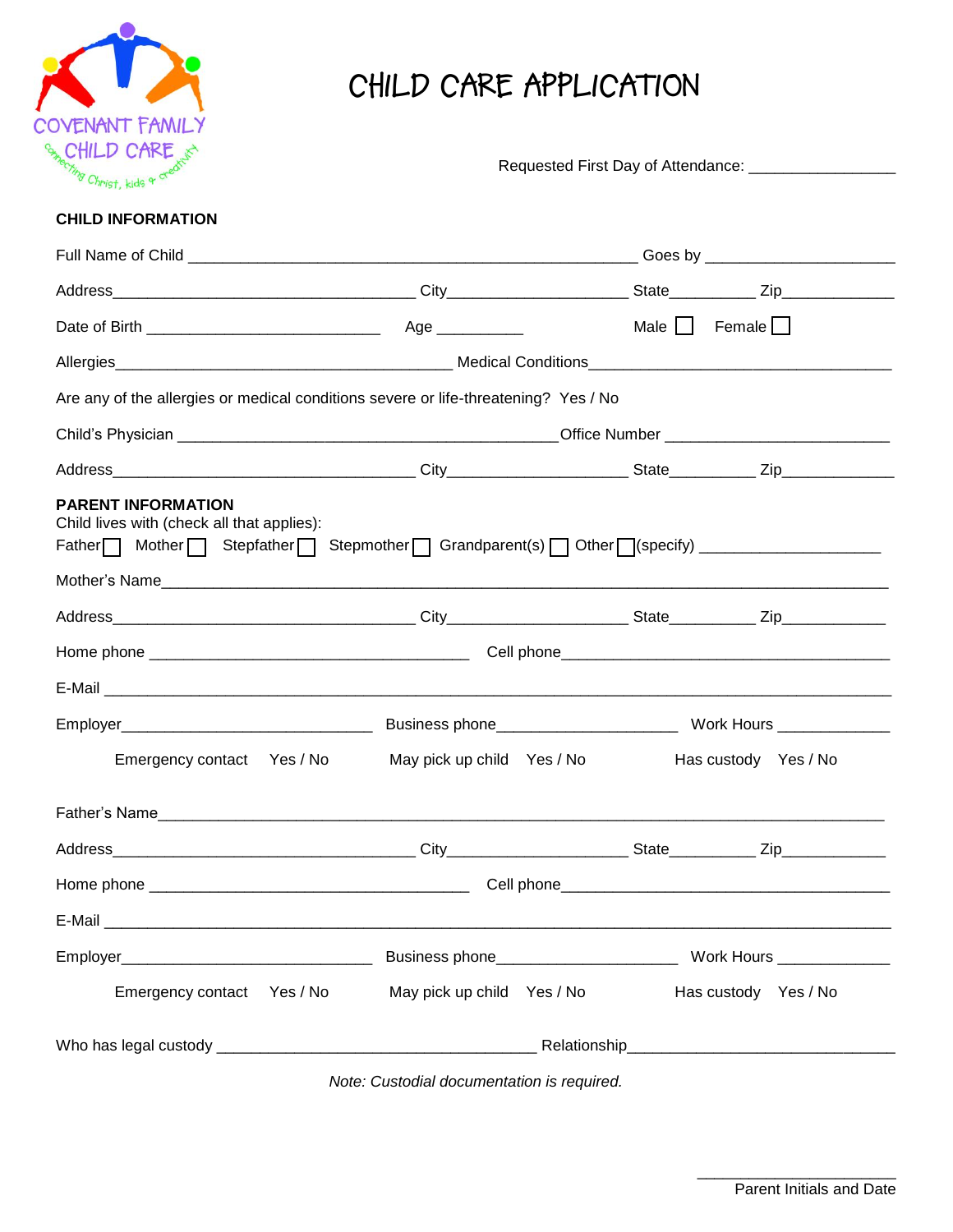COVENANT FAMILY CHILD CARE
connecting Christ, kids & creativity

# CHILD CARE APPLICATION

Requested First Day of Attendance: _________________

## CHILD INFORMATION

Full Name of Child ___________________________________________________ Goes by ______________________

Address___________________________________ City_____________________ State__________ Zip_____________

Date of Birth ___________________________ Age __________ Male ☐ Female ☐

Allergies_______________________________________ Medical Conditions____________________________________

Are any of the allergies or medical conditions severe or life-threatening? Yes / No

Child's Physician ____________________________________________ Office Number __________________________

Address___________________________________ City_____________________ State__________ Zip_____________

## PARENT INFORMATION

Child lives with (check all that applies):

Father ☐ Mother ☐ Stepfather ☐ Stepmother ☐ Grandparent(s) ☐ Other ☐ (specify) ____________________

Mother's Name_____________________________________________________________________________________

Address___________________________________ City_____________________ State__________ Zip____________

Home phone _____________________________________ Cell phone______________________________________

E-Mail _____________________________________________________________________________________________

Employer_____________________________ Business phone____________________ Work Hours _____________

Emergency contact Yes / No May pick up child Yes / No Has custody Yes / No

Father's Name______________________________________________________________________________________

Address___________________________________ City_____________________ State__________ Zip____________

Home phone _____________________________________ Cell phone______________________________________

E-Mail _____________________________________________________________________________________________

Employer_____________________________ Business phone____________________ Work Hours _____________

Emergency contact Yes / No May pick up child Yes / No Has custody Yes / No

Who has legal custody _____________________________________ Relationship______________________________

*Note: Custodial documentation is required.*

________________________
Parent Initials and Date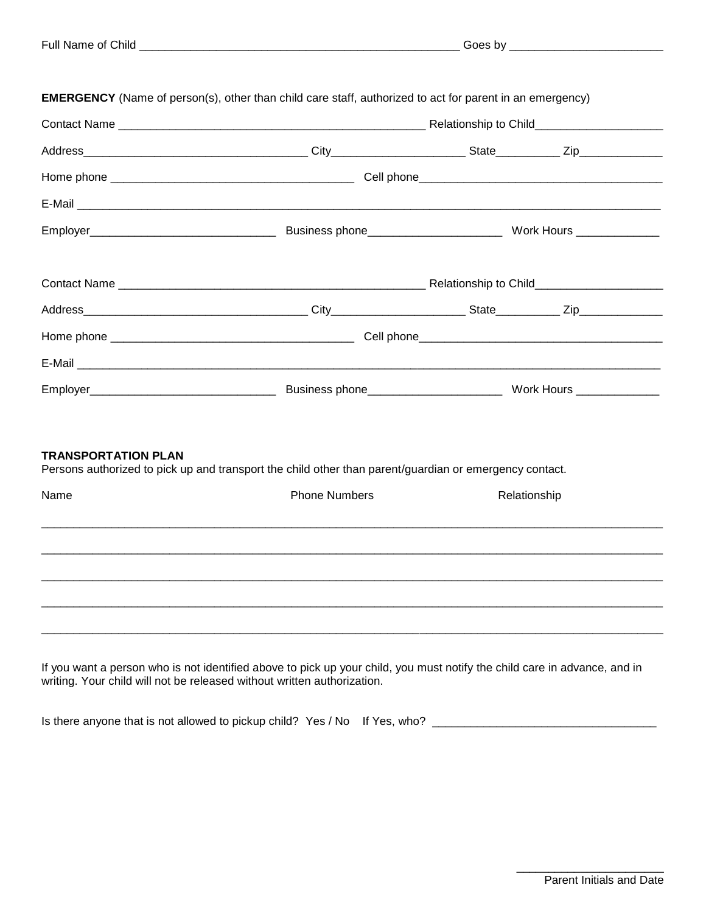Full Name of Child ____________________________________________________ Goes by ________________________

**EMERGENCY** (Name of person(s), other than child care staff, authorized to act for parent in an emergency)

Contact Name __________________________________________________ Relationship to Child____________________

Address___________________________________ City_____________________ State__________ Zip_____________

Home phone ______________________________________ Cell phone_______________________________________

E-Mail _____________________________________________________________________________________________

Employer_____________________________ Business phone_____________________ Work Hours _____________

Contact Name __________________________________________________ Relationship to Child____________________

Address___________________________________ City_____________________ State__________ Zip_____________

Home phone ______________________________________ Cell phone_______________________________________

E-Mail _____________________________________________________________________________________________

Employer_____________________________ Business phone_____________________ Work Hours _____________

**TRANSPORTATION PLAN**
Persons authorized to pick up and transport the child other than parent/guardian or emergency contact.

| Name | Phone Numbers | Relationship |
|---|---|---|
| | | |
| | | |
| | | |
| | | |
| | | |

If you want a person who is not identified above to pick up your child, you must notify the child care in advance, and in writing. Your child will not be released without written authorization.

Is there anyone that is not allowed to pickup child? Yes / No If Yes, who? ___________________________________

_______________________
Parent Initials and Date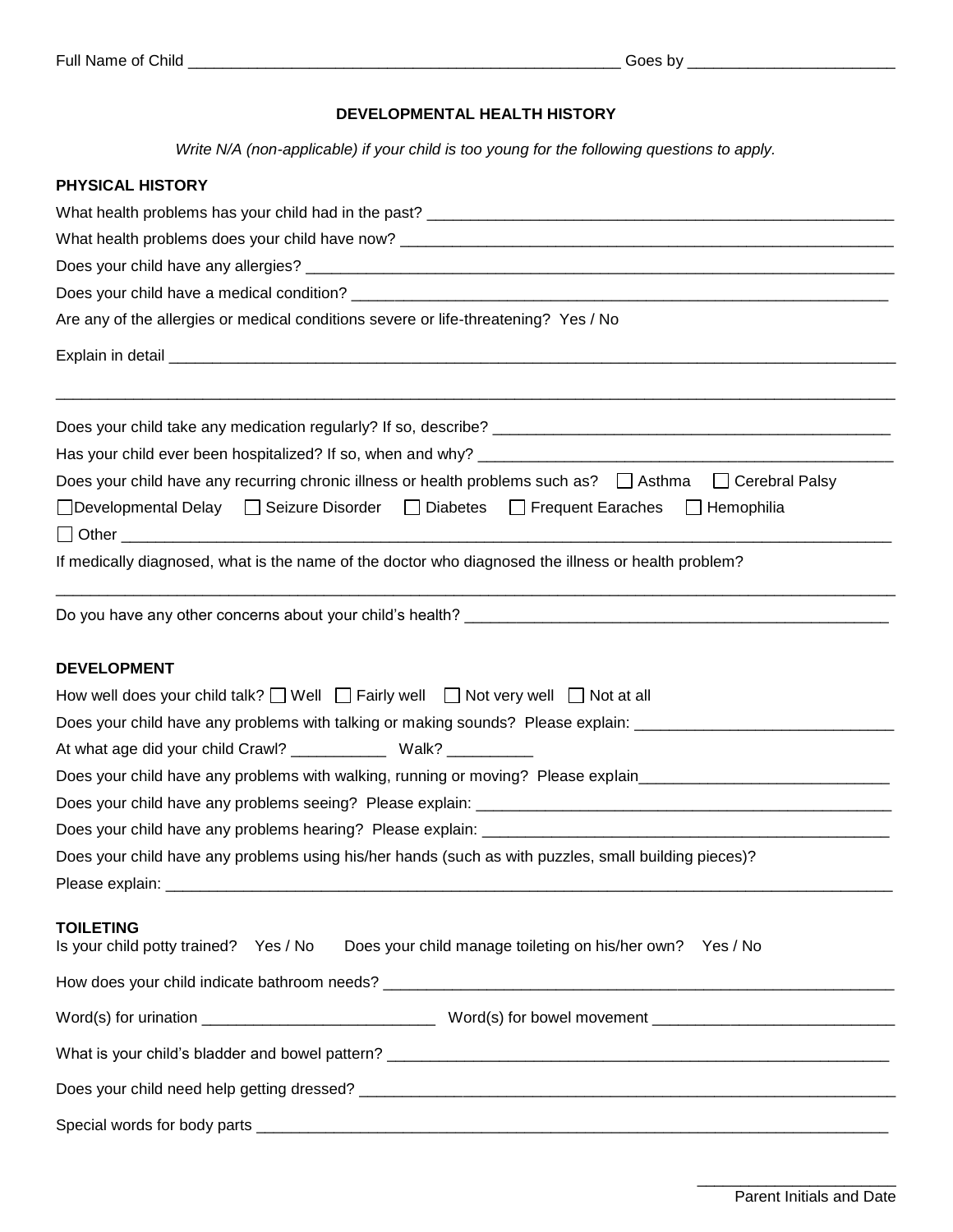Full Name of Child ____________________________________________________ Goes by ________________________

## DEVELOPMENTAL HEALTH HISTORY

*Write N/A (non-applicable) if your child is too young for the following questions to apply.*

### PHYSICAL HISTORY

What health problems has your child had in the past? _______________________________________________________

What health problems does your child have now? ___________________________________________________________

Does your child have any allergies? ______________________________________________________________________

Does your child have a medical condition? ________________________________________________________________

Are any of the allergies or medical conditions severe or life-threatening? Yes / No

Explain in detail _______________________________________________________________________________________

_____________________________________________________________________________________________________

Does your child take any medication regularly? If so, describe? _______________________________________________

Has your child ever been hospitalized? If so, when and why? __________________________________________________

Does your child have any recurring chronic illness or health problems such as? ☐ Asthma ☐ Cerebral Palsy

☐ Developmental Delay ☐ Seizure Disorder ☐ Diabetes ☐ Frequent Earaches ☐ Hemophilia

☐ Other ______________________________________________________________________________________________

If medically diagnosed, what is the name of the doctor who diagnosed the illness or health problem?

_____________________________________________________________________________________________________

Do you have any other concerns about your child's health? ___________________________________________________

### DEVELOPMENT

How well does your child talk? ☐ Well ☐ Fairly well ☐ Not very well ☐ Not at all

Does your child have any problems with talking or making sounds? Please explain: ______________________________

At what age did your child Crawl? ___________ Walk? __________

Does your child have any problems with walking, running or moving? Please explain_____________________________

Does your child have any problems seeing? Please explain: ___________________________________________________

Does your child have any problems hearing? Please explain: __________________________________________________

Does your child have any problems using his/her hands (such as with puzzles, small building pieces)?

Please explain: _________________________________________________________________________________________

### TOILETING

Is your child potty trained? Yes / No Does your child manage toileting on his/her own? Yes / No

How does your child indicate bathroom needs? _____________________________________________________________

Word(s) for urination ___________________________ Word(s) for bowel movement ____________________________

What is your child's bladder and bowel pattern? _____________________________________________________________

Does your child need help getting dressed? _________________________________________________________________

Special words for body parts _____________________________________________________________________________

________________________
Parent Initials and Date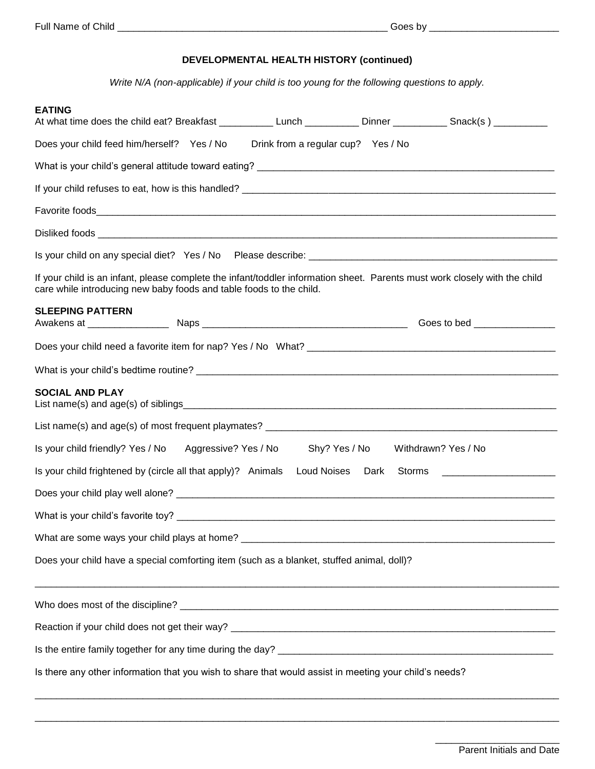Full Name of Child ____________________________________________________ Goes by ________________________

## DEVELOPMENTAL HEALTH HISTORY (continued)

*Write N/A (non-applicable) if your child is too young for the following questions to apply.*

**EATING**

At what time does the child eat? Breakfast __________ Lunch __________ Dinner __________ Snack(s ) __________

Does your child feed him/herself? Yes / No    Drink from a regular cup? Yes / No

What is your child's general attitude toward eating? ________________________________________________________

If your child refuses to eat, how is this handled? ____________________________________________________________

Favorite foods__________________________________________________________________________________________

Disliked foods _________________________________________________________________________________________

Is your child on any special diet? Yes / No    Please describe: _______________________________________________

If your child is an infant, please complete the infant/toddler information sheet. Parents must work closely with the child care while introducing new baby foods and table foods to the child.

**SLEEPING PATTERN**

Awakens at _______________ Naps ______________________________________ Goes to bed _______________

Does your child need a favorite item for nap? Yes / No  What? _______________________________________________

What is your child's bedtime routine? _____________________________________________________________________

**SOCIAL AND PLAY**

List name(s) and age(s) of siblings_______________________________________________________________________

List name(s) and age(s) of most frequent playmates? ________________________________________________________

Is your child friendly? Yes / No    Aggressive? Yes / No    Shy? Yes / No    Withdrawn? Yes / No

Is your child frightened by (circle all that apply)? Animals    Loud Noises    Dark    Storms    _____________________

Does your child play well alone? ________________________________________________________________________

What is your child's favorite toy? ________________________________________________________________________

What are some ways your child plays at home? ______________________________________________________________

Does your child have a special comforting item (such as a blanket, stuffed animal, doll)?

_____________________________________________________________________________________________________

Who does most of the discipline? ________________________________________________________________________

Reaction if your child does not get their way? _______________________________________________________________

Is the entire family together for any time during the day? _____________________________________________________

Is there any other information that you wish to share that would assist in meeting your child's needs?

_____________________________________________________________________________________________________

_____________________________________________________________________________________________________

______________________
Parent Initials and Date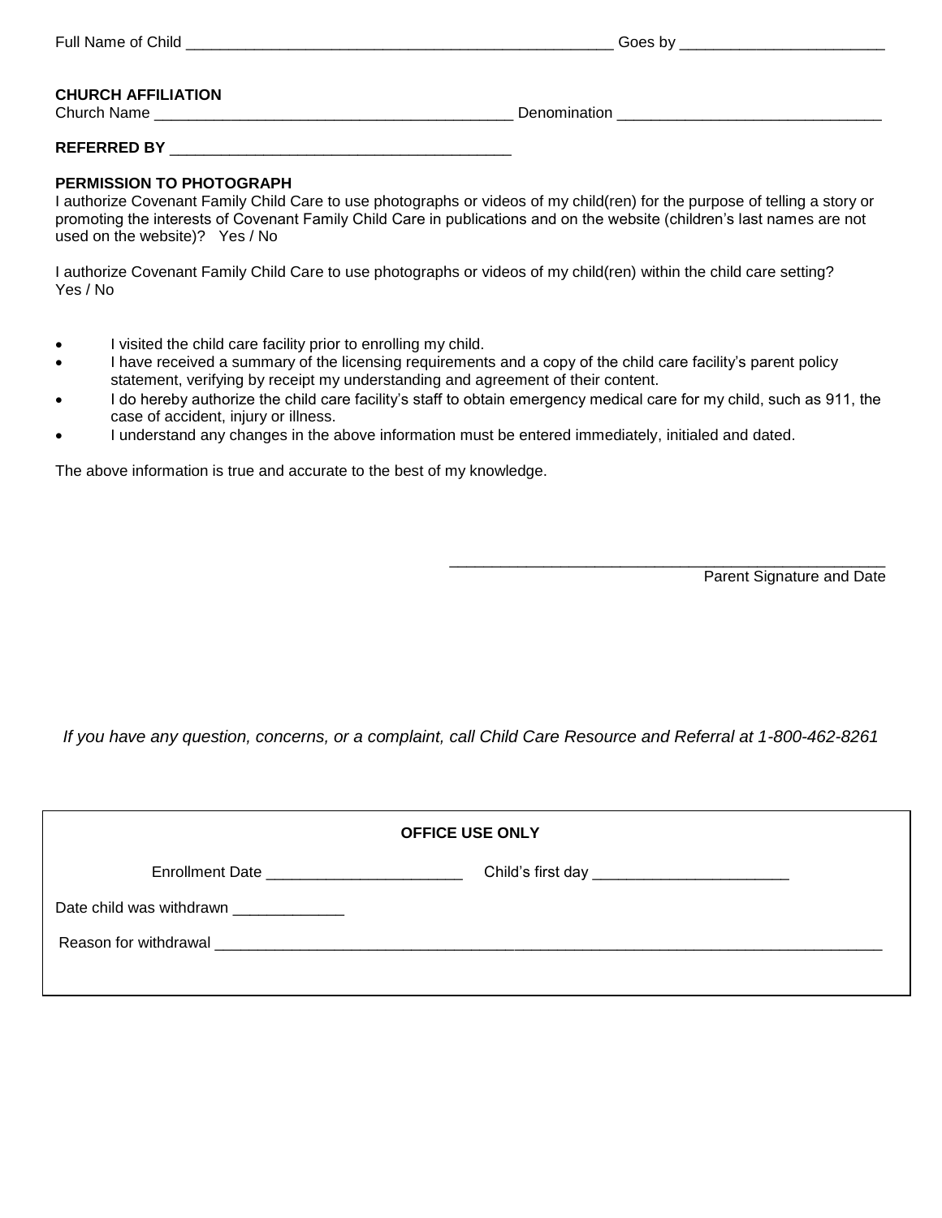Full Name of Child ____________________________________________________ Goes by ________________________

**CHURCH AFFILIATION**

Church Name __________________________________________ Denomination ______________________________

**REFERRED BY** ________________________________________

**PERMISSION TO PHOTOGRAPH**

I authorize Covenant Family Child Care to use photographs or videos of my child(ren) for the purpose of telling a story or promoting the interests of Covenant Family Child Care in publications and on the website (children's last names are not used on the website)? Yes / No

I authorize Covenant Family Child Care to use photographs or videos of my child(ren) within the child care setting? Yes / No

- I visited the child care facility prior to enrolling my child.
- I have received a summary of the licensing requirements and a copy of the child care facility's parent policy statement, verifying by receipt my understanding and agreement of their content.
- I do hereby authorize the child care facility's staff to obtain emergency medical care for my child, such as 911, the case of accident, injury or illness.
- I understand any changes in the above information must be entered immediately, initialed and dated.

The above information is true and accurate to the best of my knowledge.

____________________________________________________

Parent Signature and Date

*If you have any question, concerns, or a complaint, call Child Care Resource and Referral at 1-800-462-8261*

**OFFICE USE ONLY**

Enrollment Date _______________________ Child's first day _______________________

Date child was withdrawn _____________

Reason for withdrawal ______________________________________________________________________________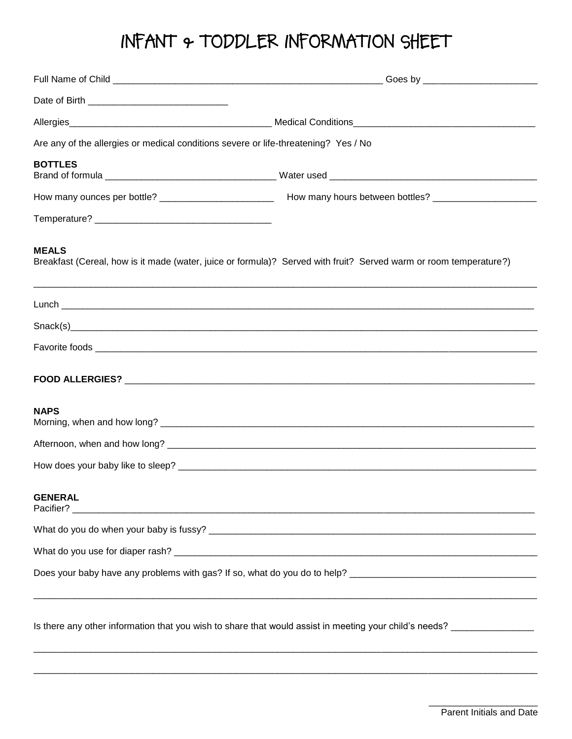# INFANT & TODDLER INFORMATION SHEET

Full Name of Child ____________________________________________________ Goes by ______________________

Date of Birth ___________________________

Allergies_______________________________________ Medical Conditions___________________________________

Are any of the allergies or medical conditions severe or life-threatening? Yes / No

**BOTTLES**

Brand of formula _________________________________ Water used ________________________________________

How many ounces per bottle? ______________________ How many hours between bottles? ____________________

Temperature? __________________________________

**MEALS**

Breakfast (Cereal, how is it made (water, juice or formula)? Served with fruit? Served warm or room temperature?)

_____________________________________________________________________________________________

Lunch _____________________________________________________________________________________________

Snack(s)____________________________________________________________________________________________

Favorite foods _______________________________________________________________________________________

**FOOD ALLERGIES?** __________________________________________________________________________________

**NAPS**

Morning, when and how long? ____________________________________________________________________________

Afternoon, when and how long? ___________________________________________________________________________

How does your baby like to sleep? ________________________________________________________________________

**GENERAL**

Pacifier? ___________________________________________________________________________________________

What do you do when your baby is fussy? __________________________________________________________________

What do you use for diaper rash? ________________________________________________________________________

Does your baby have any problems with gas? If so, what do you do to help? ____________________________________

_____________________________________________________________________________________________

Is there any other information that you wish to share that would assist in meeting your child's needs? _______________

_____________________________________________________________________________________________

_____________________________________________________________________________________________

_____________________
Parent Initials and Date